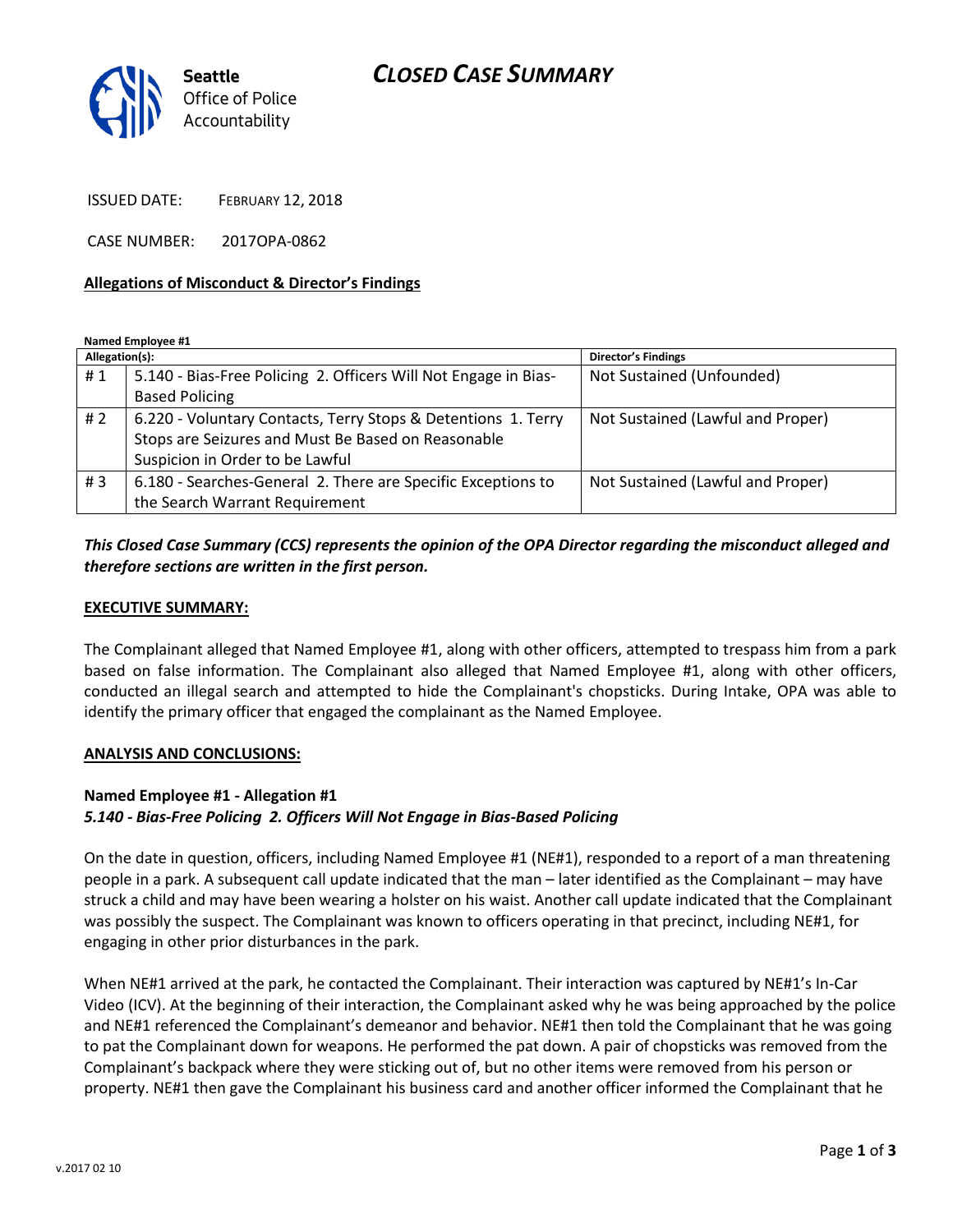# CLOSED CASE SUMMARY

Seattle Office of Police Accountability

ISSUED DATE: FEBRUARY 12, 2018

CASE NUMBER: 2017OPA-0862

**Allegations of Misconduct & Director's Findings**

**Named Employee #1**

| Allegation(s): | | Director's Findings |
|---|---|---|
| # 1 | 5.140 - Bias-Free Policing 2. Officers Will Not Engage in Bias-Based Policing | Not Sustained (Unfounded) |
| # 2 | 6.220 - Voluntary Contacts, Terry Stops & Detentions 1. Terry Stops are Seizures and Must Be Based on Reasonable Suspicion in Order to be Lawful | Not Sustained (Lawful and Proper) |
| # 3 | 6.180 - Searches-General 2. There are Specific Exceptions to the Search Warrant Requirement | Not Sustained (Lawful and Proper) |

***This Closed Case Summary (CCS) represents the opinion of the OPA Director regarding the misconduct alleged and therefore sections are written in the first person.***

**EXECUTIVE SUMMARY:**

The Complainant alleged that Named Employee #1, along with other officers, attempted to trespass him from a park based on false information. The Complainant also alleged that Named Employee #1, along with other officers, conducted an illegal search and attempted to hide the Complainant's chopsticks. During Intake, OPA was able to identify the primary officer that engaged the complainant as the Named Employee.

**ANALYSIS AND CONCLUSIONS:**

**Named Employee #1 - Allegation #1**
***5.140 - Bias-Free Policing 2. Officers Will Not Engage in Bias-Based Policing***

On the date in question, officers, including Named Employee #1 (NE#1), responded to a report of a man threatening people in a park. A subsequent call update indicated that the man – later identified as the Complainant – may have struck a child and may have been wearing a holster on his waist. Another call update indicated that the Complainant was possibly the suspect. The Complainant was known to officers operating in that precinct, including NE#1, for engaging in other prior disturbances in the park.

When NE#1 arrived at the park, he contacted the Complainant. Their interaction was captured by NE#1's In-Car Video (ICV). At the beginning of their interaction, the Complainant asked why he was being approached by the police and NE#1 referenced the Complainant's demeanor and behavior. NE#1 then told the Complainant that he was going to pat the Complainant down for weapons. He performed the pat down. A pair of chopsticks was removed from the Complainant's backpack where they were sticking out of, but no other items were removed from his person or property. NE#1 then gave the Complainant his business card and another officer informed the Complainant that he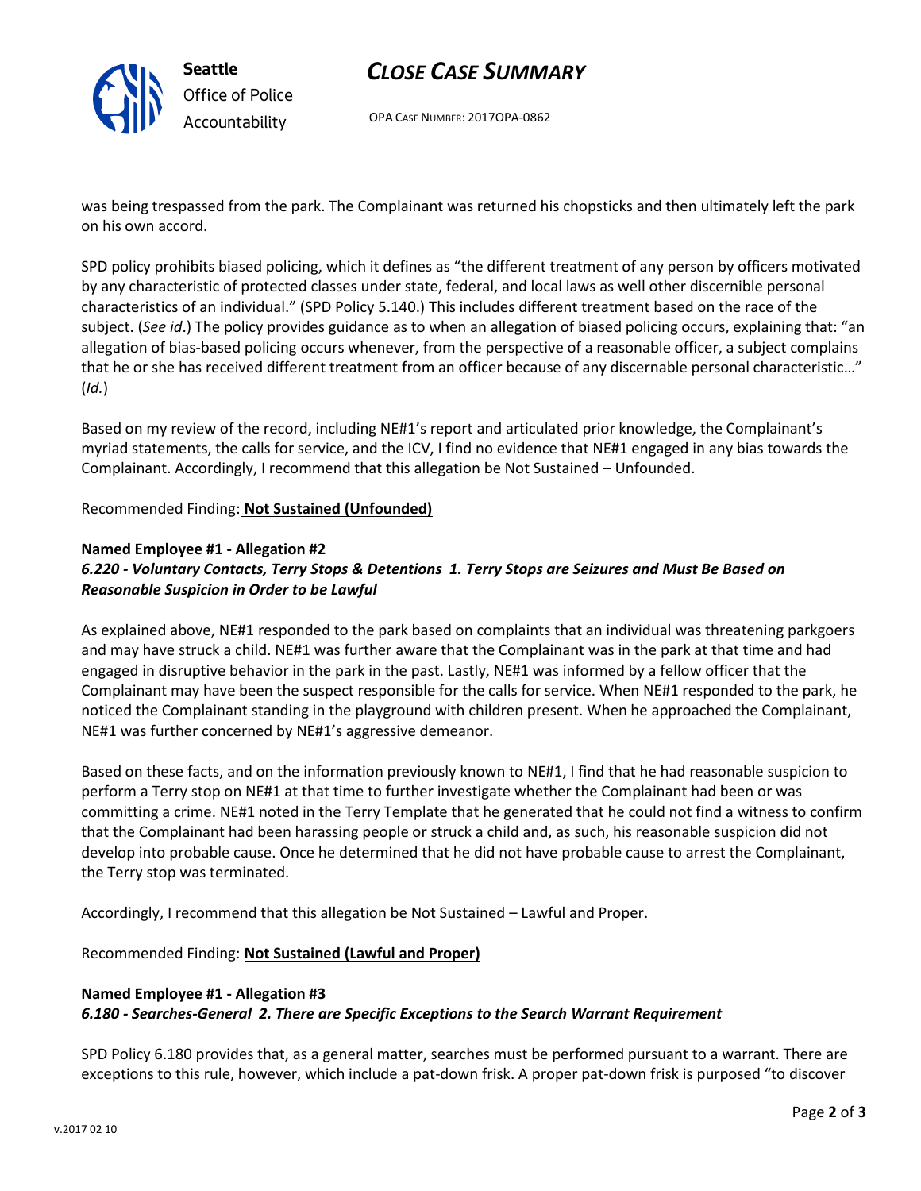was being trespassed from the park. The Complainant was returned his chopsticks and then ultimately left the park on his own accord.

SPD policy prohibits biased policing, which it defines as "the different treatment of any person by officers motivated by any characteristic of protected classes under state, federal, and local laws as well other discernible personal characteristics of an individual." (SPD Policy 5.140.) This includes different treatment based on the race of the subject. (*See id*.) The policy provides guidance as to when an allegation of biased policing occurs, explaining that: "an allegation of bias-based policing occurs whenever, from the perspective of a reasonable officer, a subject complains that he or she has received different treatment from an officer because of any discernable personal characteristic…" (*Id.*)

Based on my review of the record, including NE#1's report and articulated prior knowledge, the Complainant's myriad statements, the calls for service, and the ICV, I find no evidence that NE#1 engaged in any bias towards the Complainant. Accordingly, I recommend that this allegation be Not Sustained – Unfounded.

Recommended Finding: **Not Sustained (Unfounded)**

**Named Employee #1 - Allegation #2**
***6.220 - Voluntary Contacts, Terry Stops & Detentions 1. Terry Stops are Seizures and Must Be Based on Reasonable Suspicion in Order to be Lawful***

As explained above, NE#1 responded to the park based on complaints that an individual was threatening parkgoers and may have struck a child. NE#1 was further aware that the Complainant was in the park at that time and had engaged in disruptive behavior in the park in the past. Lastly, NE#1 was informed by a fellow officer that the Complainant may have been the suspect responsible for the calls for service. When NE#1 responded to the park, he noticed the Complainant standing in the playground with children present. When he approached the Complainant, NE#1 was further concerned by NE#1's aggressive demeanor.

Based on these facts, and on the information previously known to NE#1, I find that he had reasonable suspicion to perform a Terry stop on NE#1 at that time to further investigate whether the Complainant had been or was committing a crime. NE#1 noted in the Terry Template that he generated that he could not find a witness to confirm that the Complainant had been harassing people or struck a child and, as such, his reasonable suspicion did not develop into probable cause. Once he determined that he did not have probable cause to arrest the Complainant, the Terry stop was terminated.

Accordingly, I recommend that this allegation be Not Sustained – Lawful and Proper.

Recommended Finding: **Not Sustained (Lawful and Proper)**

**Named Employee #1 - Allegation #3**
***6.180 - Searches-General 2. There are Specific Exceptions to the Search Warrant Requirement***

SPD Policy 6.180 provides that, as a general matter, searches must be performed pursuant to a warrant. There are exceptions to this rule, however, which include a pat-down frisk. A proper pat-down frisk is purposed "to discover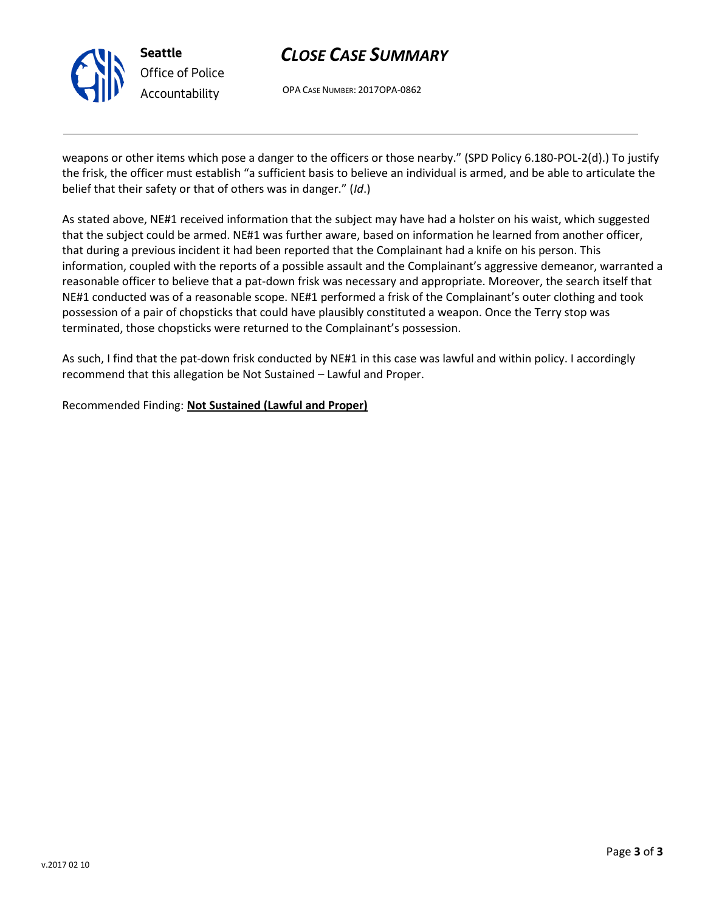weapons or other items which pose a danger to the officers or those nearby." (SPD Policy 6.180-POL-2(d).) To justify the frisk, the officer must establish "a sufficient basis to believe an individual is armed, and be able to articulate the belief that their safety or that of others was in danger." (*Id*.)

As stated above, NE#1 received information that the subject may have had a holster on his waist, which suggested that the subject could be armed. NE#1 was further aware, based on information he learned from another officer, that during a previous incident it had been reported that the Complainant had a knife on his person. This information, coupled with the reports of a possible assault and the Complainant's aggressive demeanor, warranted a reasonable officer to believe that a pat-down frisk was necessary and appropriate. Moreover, the search itself that NE#1 conducted was of a reasonable scope. NE#1 performed a frisk of the Complainant's outer clothing and took possession of a pair of chopsticks that could have plausibly constituted a weapon. Once the Terry stop was terminated, those chopsticks were returned to the Complainant's possession.

As such, I find that the pat-down frisk conducted by NE#1 in this case was lawful and within policy. I accordingly recommend that this allegation be Not Sustained – Lawful and Proper.

Recommended Finding: **Not Sustained (Lawful and Proper)**